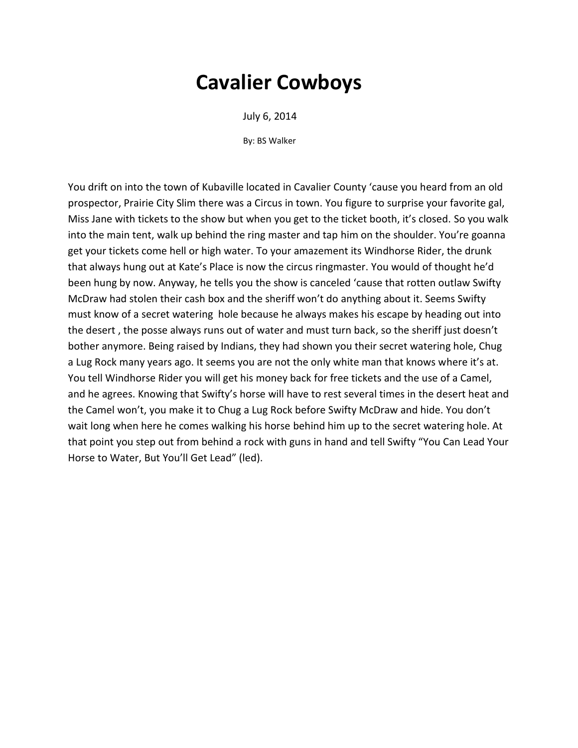# Cavalier Cowboys

July 6, 2014

By: BS Walker

You drift on into the town of Kubaville located in Cavalier County 'cause you heard from an old prospector, Prairie City Slim there was a Circus in town. You figure to surprise your favorite gal, Miss Jane with tickets to the show but when you get to the ticket booth, it's closed. So you walk into the main tent, walk up behind the ring master and tap him on the shoulder. You're goanna get your tickets come hell or high water. To your amazement its Windhorse Rider, the drunk that always hung out at Kate's Place is now the circus ringmaster. You would of thought he'd been hung by now. Anyway, he tells you the show is canceled 'cause that rotten outlaw Swifty McDraw had stolen their cash box and the sheriff won't do anything about it. Seems Swifty must know of a secret watering hole because he always makes his escape by heading out into the desert , the posse always runs out of water and must turn back, so the sheriff just doesn't bother anymore. Being raised by Indians, they had shown you their secret watering hole, Chug a Lug Rock many years ago. It seems you are not the only white man that knows where it's at. You tell Windhorse Rider you will get his money back for free tickets and the use of a Camel, and he agrees. Knowing that Swifty's horse will have to rest several times in the desert heat and the Camel won't, you make it to Chug a Lug Rock before Swifty McDraw and hide. You don't wait long when here he comes walking his horse behind him up to the secret watering hole. At that point you step out from behind a rock with guns in hand and tell Swifty "You Can Lead Your Horse to Water, But You'll Get Lead" (led).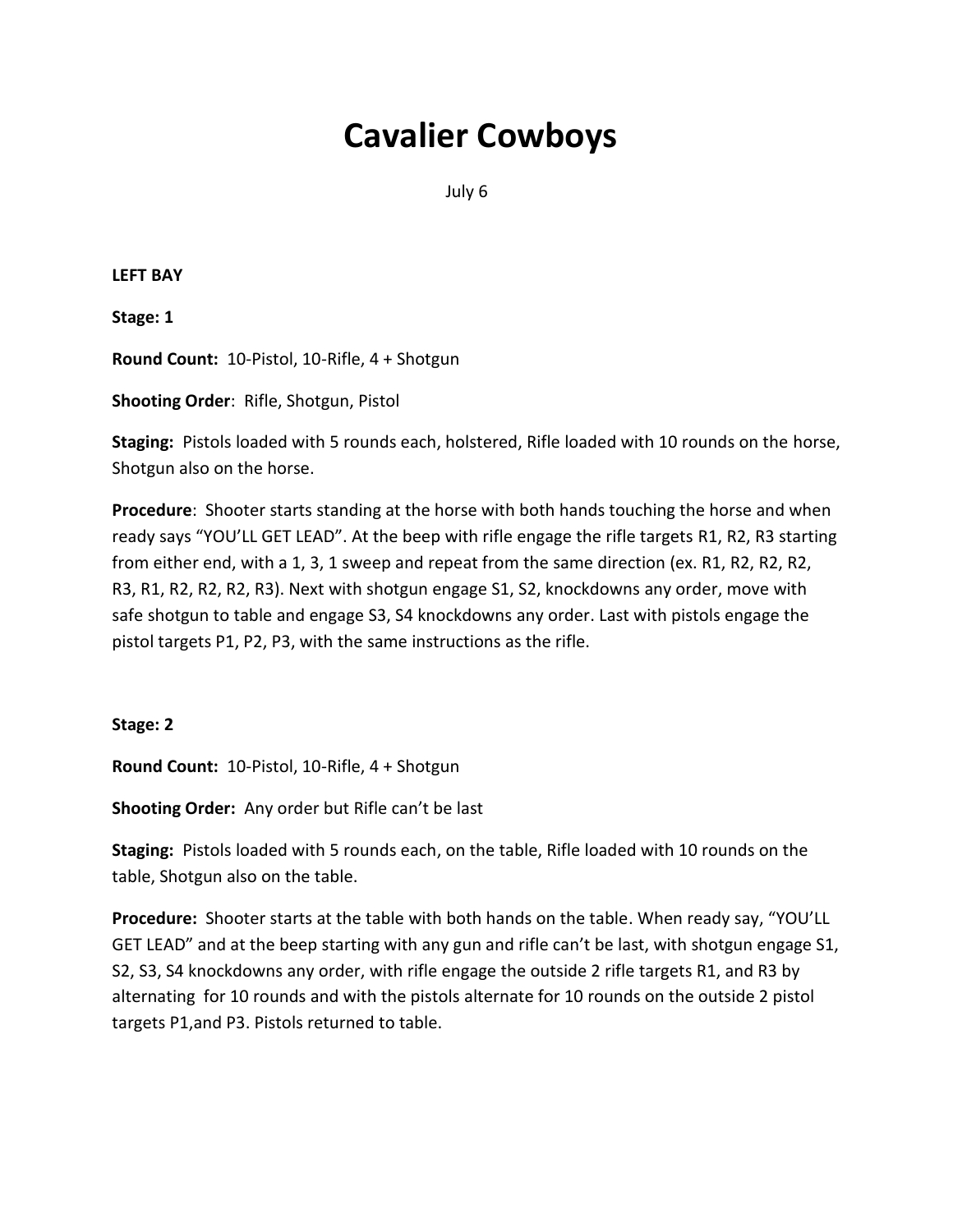# Cavalier Cowboys

July 6

**LEFT BAY**

**Stage: 1**

**Round Count:** 10-Pistol, 10-Rifle, 4 + Shotgun

**Shooting Order**: Rifle, Shotgun, Pistol

**Staging:** Pistols loaded with 5 rounds each, holstered, Rifle loaded with 10 rounds on the horse, Shotgun also on the horse.

**Procedure**: Shooter starts standing at the horse with both hands touching the horse and when ready says "YOU'LL GET LEAD". At the beep with rifle engage the rifle targets R1, R2, R3 starting from either end, with a 1, 3, 1 sweep and repeat from the same direction (ex. R1, R2, R2, R2, R3, R1, R2, R2, R2, R3). Next with shotgun engage S1, S2, knockdowns any order, move with safe shotgun to table and engage S3, S4 knockdowns any order. Last with pistols engage the pistol targets P1, P2, P3, with the same instructions as the rifle.

**Stage: 2**

**Round Count:** 10-Pistol, 10-Rifle, 4 + Shotgun

**Shooting Order:** Any order but Rifle can't be last

**Staging:** Pistols loaded with 5 rounds each, on the table, Rifle loaded with 10 rounds on the table, Shotgun also on the table.

**Procedure:** Shooter starts at the table with both hands on the table. When ready say, "YOU'LL GET LEAD" and at the beep starting with any gun and rifle can't be last, with shotgun engage S1, S2, S3, S4 knockdowns any order, with rifle engage the outside 2 rifle targets R1, and R3 by alternating for 10 rounds and with the pistols alternate for 10 rounds on the outside 2 pistol targets P1,and P3. Pistols returned to table.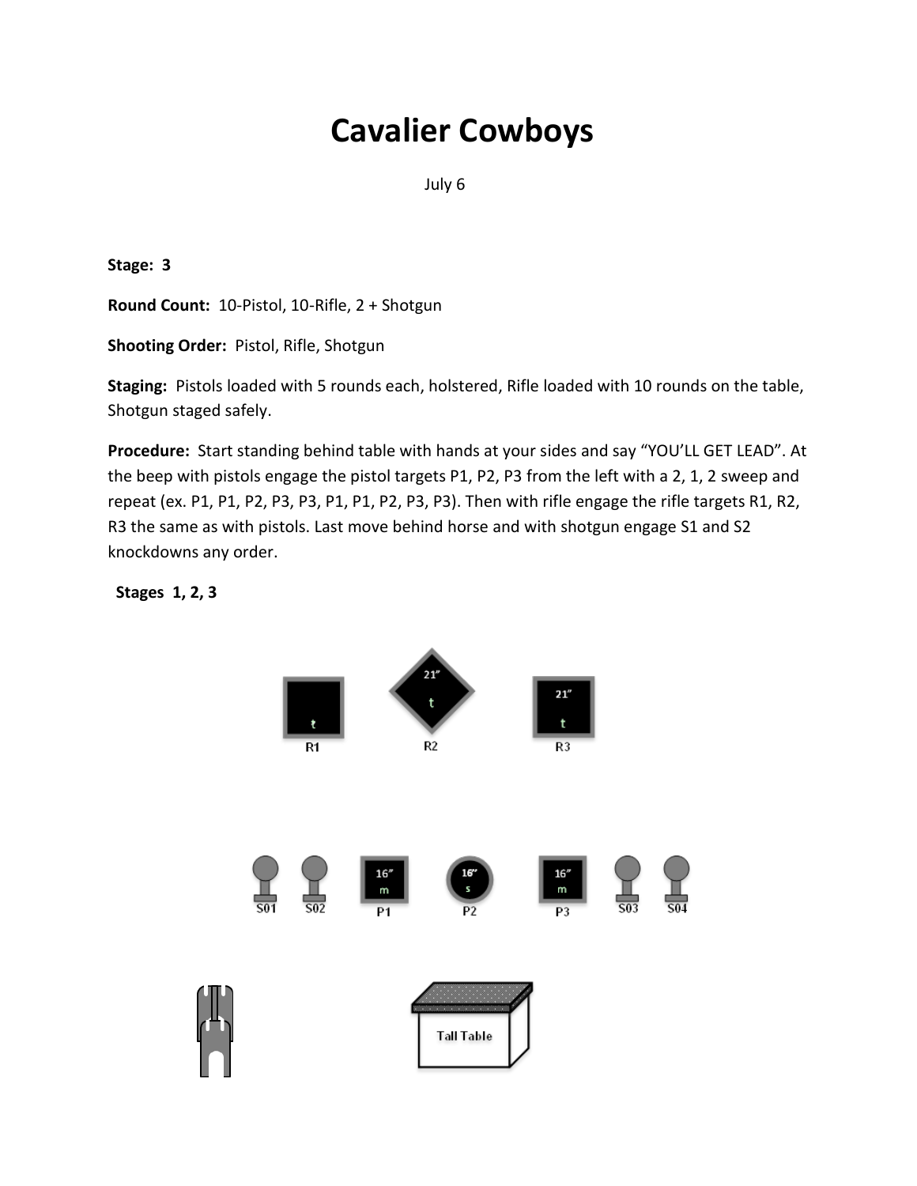# Cavalier Cowboys

July 6

**Stage: 3**

**Round Count:** 10-Pistol, 10-Rifle, 2 + Shotgun

**Shooting Order:** Pistol, Rifle, Shotgun

**Staging:** Pistols loaded with 5 rounds each, holstered, Rifle loaded with 10 rounds on the table, Shotgun staged safely.

**Procedure:** Start standing behind table with hands at your sides and say "YOU'LL GET LEAD". At the beep with pistols engage the pistol targets P1, P2, P3 from the left with a 2, 1, 2 sweep and repeat (ex. P1, P1, P2, P3, P3, P1, P1, P2, P3, P3). Then with rifle engage the rifle targets R1, R2, R3 the same as with pistols. Last move behind horse and with shotgun engage S1 and S2 knockdowns any order.

**Stages 1, 2, 3**

R1 t | R2 21" t | R3 21" t

S01 | S02 | P1 16" m | P2 16" s | P3 16" m | S03 | S04

Tall Table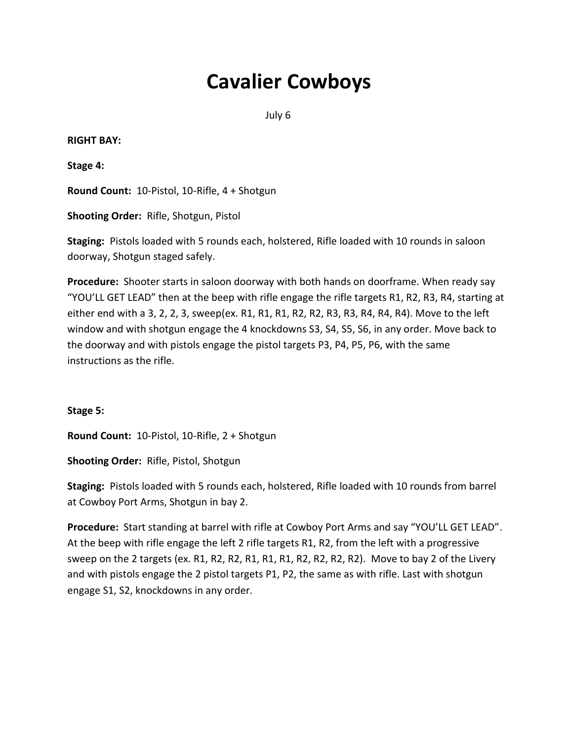# Cavalier Cowboys

July 6

**RIGHT BAY:**

**Stage 4:**

**Round Count:** 10-Pistol, 10-Rifle, 4 + Shotgun

**Shooting Order:** Rifle, Shotgun, Pistol

**Staging:** Pistols loaded with 5 rounds each, holstered, Rifle loaded with 10 rounds in saloon doorway, Shotgun staged safely.

**Procedure:** Shooter starts in saloon doorway with both hands on doorframe. When ready say "YOU'LL GET LEAD" then at the beep with rifle engage the rifle targets R1, R2, R3, R4, starting at either end with a 3, 2, 2, 3, sweep(ex. R1, R1, R1, R2, R2, R3, R3, R4, R4, R4). Move to the left window and with shotgun engage the 4 knockdowns S3, S4, S5, S6, in any order. Move back to the doorway and with pistols engage the pistol targets P3, P4, P5, P6, with the same instructions as the rifle.

**Stage 5:**

**Round Count:** 10-Pistol, 10-Rifle, 2 + Shotgun

**Shooting Order:** Rifle, Pistol, Shotgun

**Staging:** Pistols loaded with 5 rounds each, holstered, Rifle loaded with 10 rounds from barrel at Cowboy Port Arms, Shotgun in bay 2.

**Procedure:** Start standing at barrel with rifle at Cowboy Port Arms and say "YOU'LL GET LEAD". At the beep with rifle engage the left 2 rifle targets R1, R2, from the left with a progressive sweep on the 2 targets (ex. R1, R2, R2, R1, R1, R1, R2, R2, R2, R2). Move to bay 2 of the Livery and with pistols engage the 2 pistol targets P1, P2, the same as with rifle. Last with shotgun engage S1, S2, knockdowns in any order.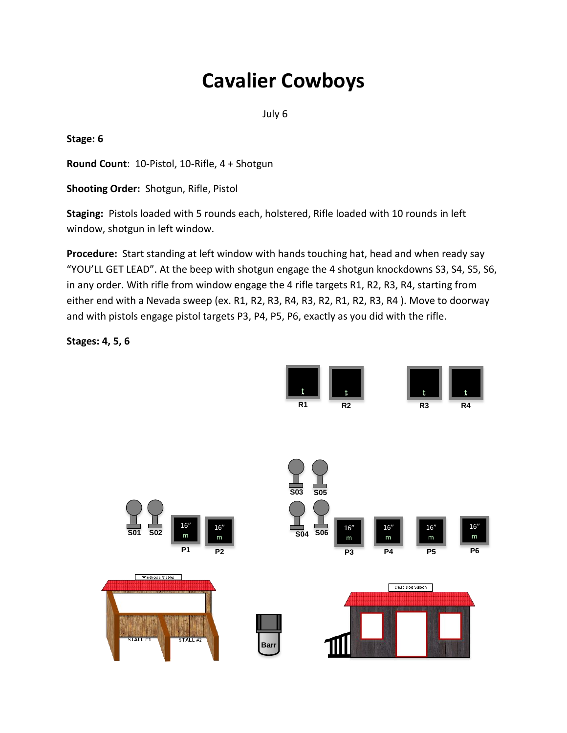# Cavalier Cowboys

July 6

**Stage: 6**

**Round Count**: 10-Pistol, 10-Rifle, 4 + Shotgun

**Shooting Order:** Shotgun, Rifle, Pistol

**Staging:** Pistols loaded with 5 rounds each, holstered, Rifle loaded with 10 rounds in left window, shotgun in left window.

**Procedure:** Start standing at left window with hands touching hat, head and when ready say "YOU'LL GET LEAD". At the beep with shotgun engage the 4 shotgun knockdowns S3, S4, S5, S6, in any order. With rifle from window engage the 4 rifle targets R1, R2, R3, R4, starting from either end with a Nevada sweep (ex. R1, R2, R3, R4, R3, R2, R1, R2, R3, R4 ). Move to doorway and with pistols engage pistol targets P3, P4, P5, P6, exactly as you did with the rifle.

**Stages: 4, 5, 6**

R1 R2 R3 R4

S03 S05

S01 S02 16" m P1 16" m P2 S04 S06 16" m P3 16" m P4 16" m P5 16" m P6

Windhorse Stables

STALL #1 STALL #2

Barr

Dead Dog Saloon